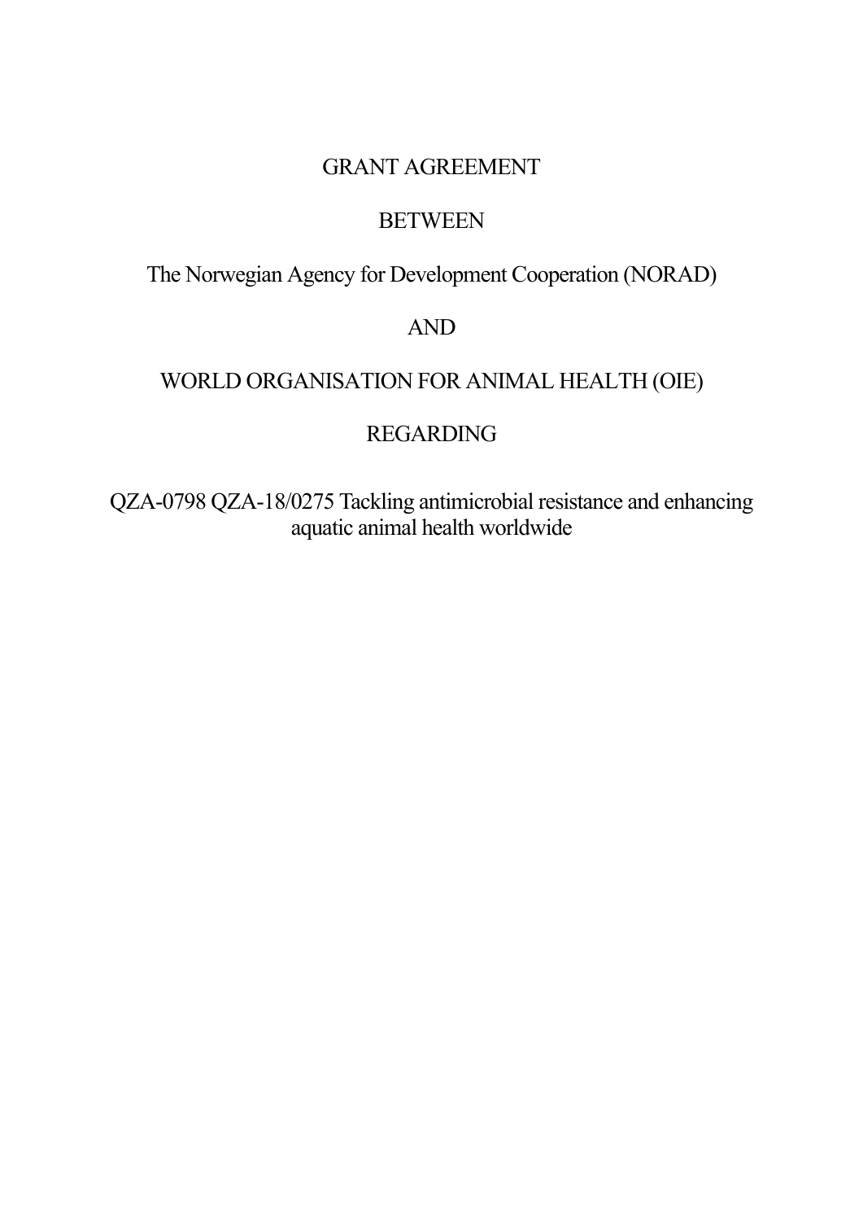GRANT AGREEMENT

BETWEEN

The Norwegian Agency for Development Cooperation (NORAD)

AND

WORLD ORGANISATION FOR ANIMAL HEALTH (OIE)

REGARDING

QZA-0798 QZA-18/0275 Tackling antimicrobial resistance and enhancing aquatic animal health worldwide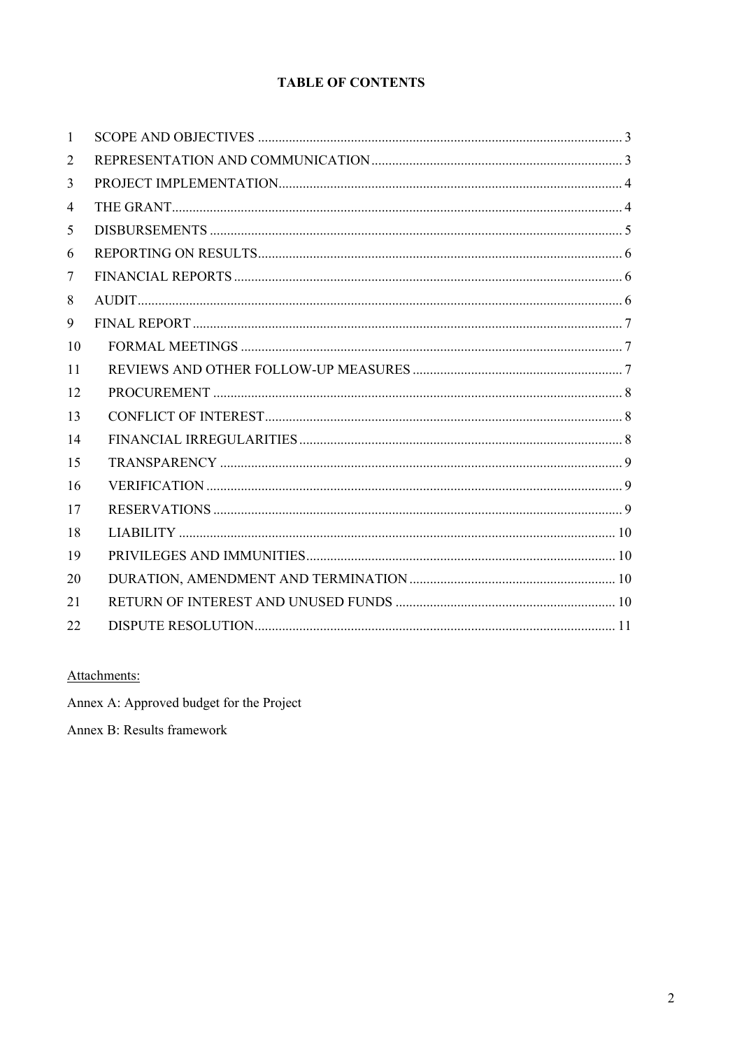**TABLE OF CONTENTS**

| | | |
|---|---|---|
| 1 | SCOPE AND OBJECTIVES | 3 |
| 2 | REPRESENTATION AND COMMUNICATION | 3 |
| 3 | PROJECT IMPLEMENTATION | 4 |
| 4 | THE GRANT | 4 |
| 5 | DISBURSEMENTS | 5 |
| 6 | REPORTING ON RESULTS | 6 |
| 7 | FINANCIAL REPORTS | 6 |
| 8 | AUDIT | 6 |
| 9 | FINAL REPORT | 7 |
| 10 | FORMAL MEETINGS | 7 |
| 11 | REVIEWS AND OTHER FOLLOW-UP MEASURES | 7 |
| 12 | PROCUREMENT | 8 |
| 13 | CONFLICT OF INTEREST | 8 |
| 14 | FINANCIAL IRREGULARITIES | 8 |
| 15 | TRANSPARENCY | 9 |
| 16 | VERIFICATION | 9 |
| 17 | RESERVATIONS | 9 |
| 18 | LIABILITY | 10 |
| 19 | PRIVILEGES AND IMMUNITIES | 10 |
| 20 | DURATION, AMENDMENT AND TERMINATION | 10 |
| 21 | RETURN OF INTEREST AND UNUSED FUNDS | 10 |
| 22 | DISPUTE RESOLUTION | 11 |

Attachments:

Annex A: Approved budget for the Project

Annex B: Results framework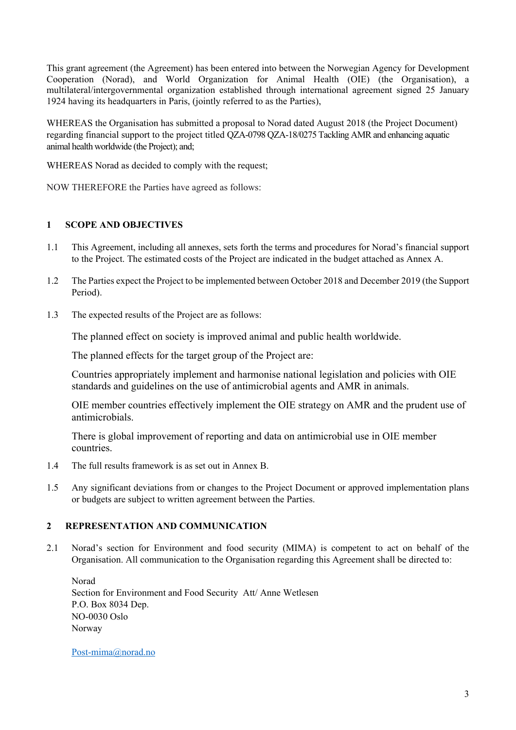This grant agreement (the Agreement) has been entered into between the Norwegian Agency for Development Cooperation (Norad), and World Organization for Animal Health (OIE) (the Organisation), a multilateral/intergovernmental organization established through international agreement signed 25 January 1924 having its headquarters in Paris, (jointly referred to as the Parties),

WHEREAS the Organisation has submitted a proposal to Norad dated August 2018 (the Project Document) regarding financial support to the project titled QZA-0798 QZA-18/0275 Tackling AMR and enhancing aquatic animal health worldwide (the Project); and;

WHEREAS Norad as decided to comply with the request;

NOW THEREFORE the Parties have agreed as follows:

## 1 SCOPE AND OBJECTIVES

1.1 This Agreement, including all annexes, sets forth the terms and procedures for Norad's financial support to the Project. The estimated costs of the Project are indicated in the budget attached as Annex A.

1.2 The Parties expect the Project to be implemented between October 2018 and December 2019 (the Support Period).

1.3 The expected results of the Project are as follows:

The planned effect on society is improved animal and public health worldwide.

The planned effects for the target group of the Project are:

Countries appropriately implement and harmonise national legislation and policies with OIE standards and guidelines on the use of antimicrobial agents and AMR in animals.

OIE member countries effectively implement the OIE strategy on AMR and the prudent use of antimicrobials.

There is global improvement of reporting and data on antimicrobial use in OIE member countries.

1.4 The full results framework is as set out in Annex B.

1.5 Any significant deviations from or changes to the Project Document or approved implementation plans or budgets are subject to written agreement between the Parties.

## 2 REPRESENTATION AND COMMUNICATION

2.1 Norad's section for Environment and food security (MIMA) is competent to act on behalf of the Organisation. All communication to the Organisation regarding this Agreement shall be directed to:

Norad
Section for Environment and Food Security Att/ Anne Wetlesen
P.O. Box 8034 Dep.
NO-0030 Oslo
Norway

Post-mima@norad.no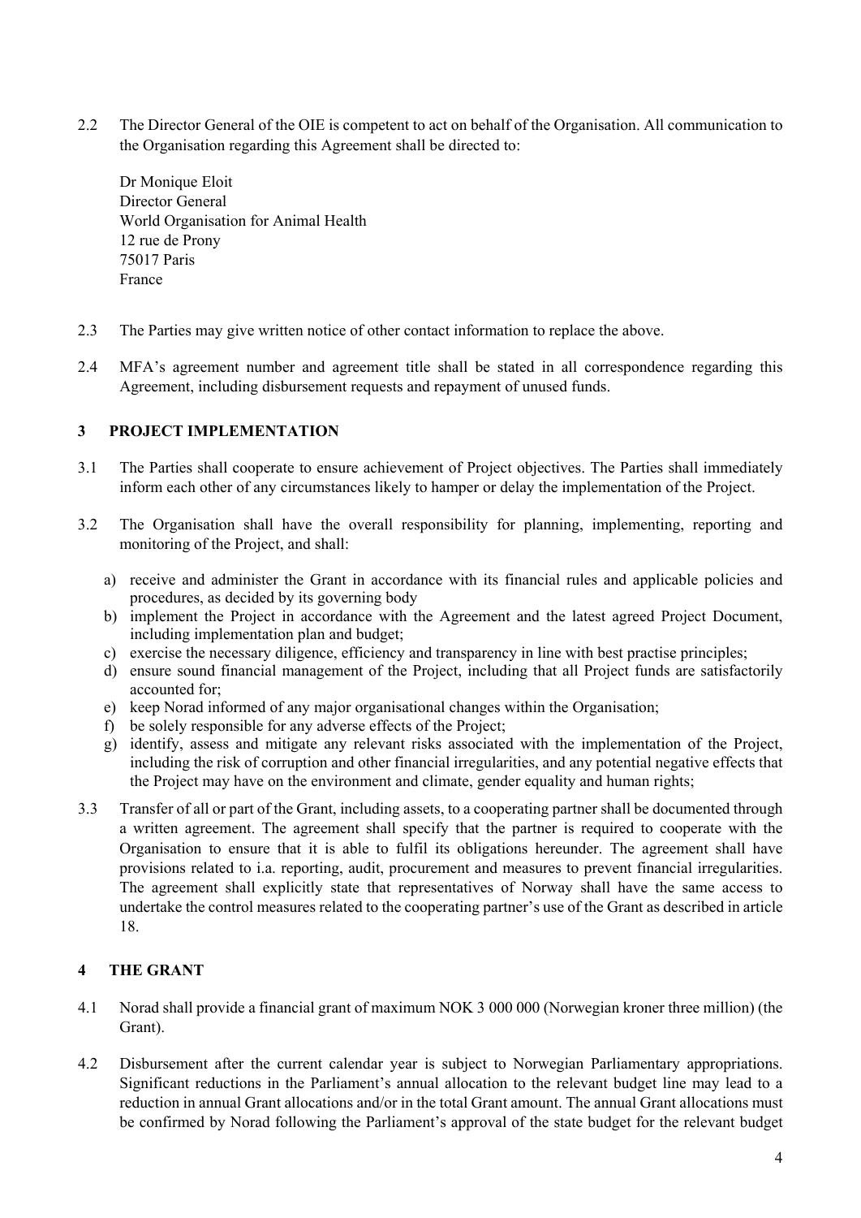2.2 The Director General of the OIE is competent to act on behalf of the Organisation. All communication to the Organisation regarding this Agreement shall be directed to:

Dr Monique Eloit
Director General
World Organisation for Animal Health
12 rue de Prony
75017 Paris
France

2.3 The Parties may give written notice of other contact information to replace the above.

2.4 MFA's agreement number and agreement title shall be stated in all correspondence regarding this Agreement, including disbursement requests and repayment of unused funds.

## 3 PROJECT IMPLEMENTATION

3.1 The Parties shall cooperate to ensure achievement of Project objectives. The Parties shall immediately inform each other of any circumstances likely to hamper or delay the implementation of the Project.

3.2 The Organisation shall have the overall responsibility for planning, implementing, reporting and monitoring of the Project, and shall:

a) receive and administer the Grant in accordance with its financial rules and applicable policies and procedures, as decided by its governing body
b) implement the Project in accordance with the Agreement and the latest agreed Project Document, including implementation plan and budget;
c) exercise the necessary diligence, efficiency and transparency in line with best practise principles;
d) ensure sound financial management of the Project, including that all Project funds are satisfactorily accounted for;
e) keep Norad informed of any major organisational changes within the Organisation;
f) be solely responsible for any adverse effects of the Project;
g) identify, assess and mitigate any relevant risks associated with the implementation of the Project, including the risk of corruption and other financial irregularities, and any potential negative effects that the Project may have on the environment and climate, gender equality and human rights;

3.3 Transfer of all or part of the Grant, including assets, to a cooperating partner shall be documented through a written agreement. The agreement shall specify that the partner is required to cooperate with the Organisation to ensure that it is able to fulfil its obligations hereunder. The agreement shall have provisions related to i.a. reporting, audit, procurement and measures to prevent financial irregularities. The agreement shall explicitly state that representatives of Norway shall have the same access to undertake the control measures related to the cooperating partner's use of the Grant as described in article 18.

## 4 THE GRANT

4.1 Norad shall provide a financial grant of maximum NOK 3 000 000 (Norwegian kroner three million) (the Grant).

4.2 Disbursement after the current calendar year is subject to Norwegian Parliamentary appropriations. Significant reductions in the Parliament's annual allocation to the relevant budget line may lead to a reduction in annual Grant allocations and/or in the total Grant amount. The annual Grant allocations must be confirmed by Norad following the Parliament's approval of the state budget for the relevant budget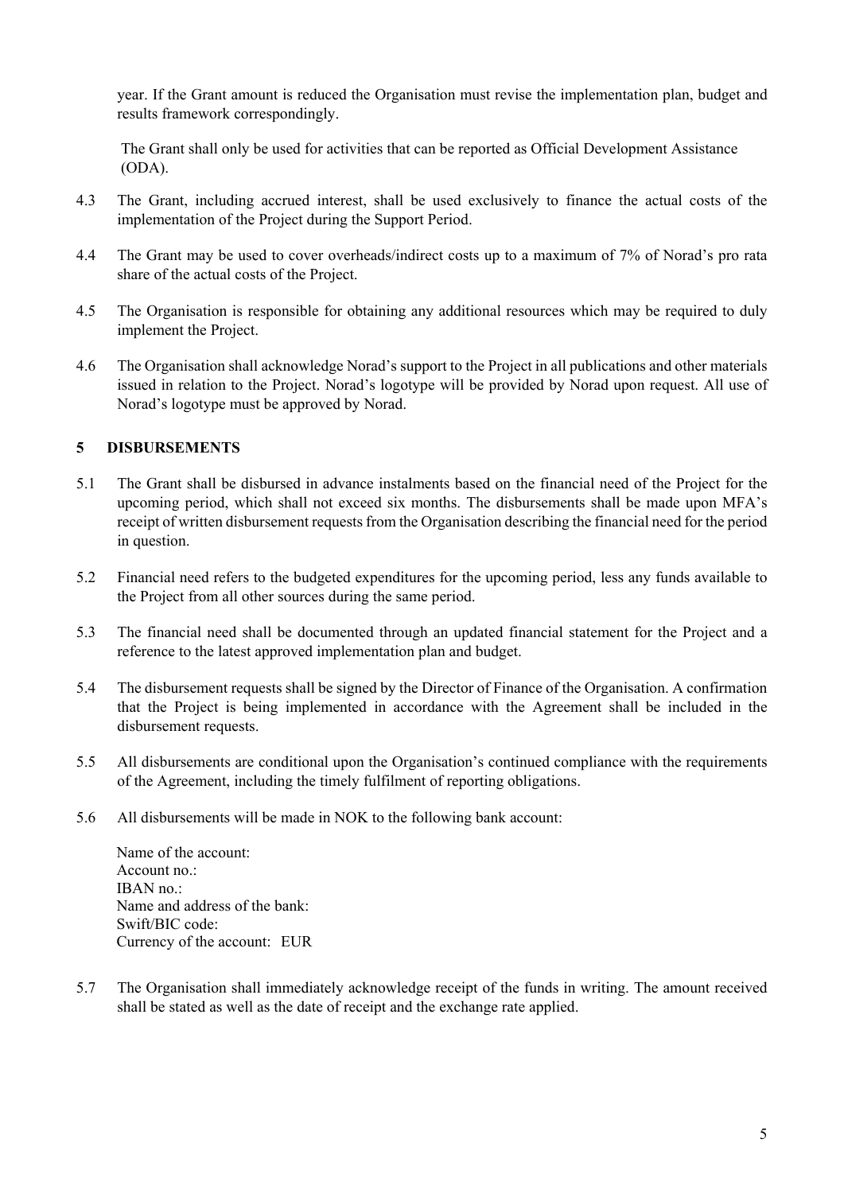year. If the Grant amount is reduced the Organisation must revise the implementation plan, budget and results framework correspondingly.

The Grant shall only be used for activities that can be reported as Official Development Assistance (ODA).

4.3 The Grant, including accrued interest, shall be used exclusively to finance the actual costs of the implementation of the Project during the Support Period.

4.4 The Grant may be used to cover overheads/indirect costs up to a maximum of 7% of Norad's pro rata share of the actual costs of the Project.

4.5 The Organisation is responsible for obtaining any additional resources which may be required to duly implement the Project.

4.6 The Organisation shall acknowledge Norad's support to the Project in all publications and other materials issued in relation to the Project. Norad's logotype will be provided by Norad upon request. All use of Norad's logotype must be approved by Norad.

## 5 DISBURSEMENTS

5.1 The Grant shall be disbursed in advance instalments based on the financial need of the Project for the upcoming period, which shall not exceed six months. The disbursements shall be made upon MFA's receipt of written disbursement requests from the Organisation describing the financial need for the period in question.

5.2 Financial need refers to the budgeted expenditures for the upcoming period, less any funds available to the Project from all other sources during the same period.

5.3 The financial need shall be documented through an updated financial statement for the Project and a reference to the latest approved implementation plan and budget.

5.4 The disbursement requests shall be signed by the Director of Finance of the Organisation. A confirmation that the Project is being implemented in accordance with the Agreement shall be included in the disbursement requests.

5.5 All disbursements are conditional upon the Organisation's continued compliance with the requirements of the Agreement, including the timely fulfilment of reporting obligations.

5.6 All disbursements will be made in NOK to the following bank account:

Name of the account:
Account no.:
IBAN no.:
Name and address of the bank:
Swift/BIC code:
Currency of the account: EUR

5.7 The Organisation shall immediately acknowledge receipt of the funds in writing. The amount received shall be stated as well as the date of receipt and the exchange rate applied.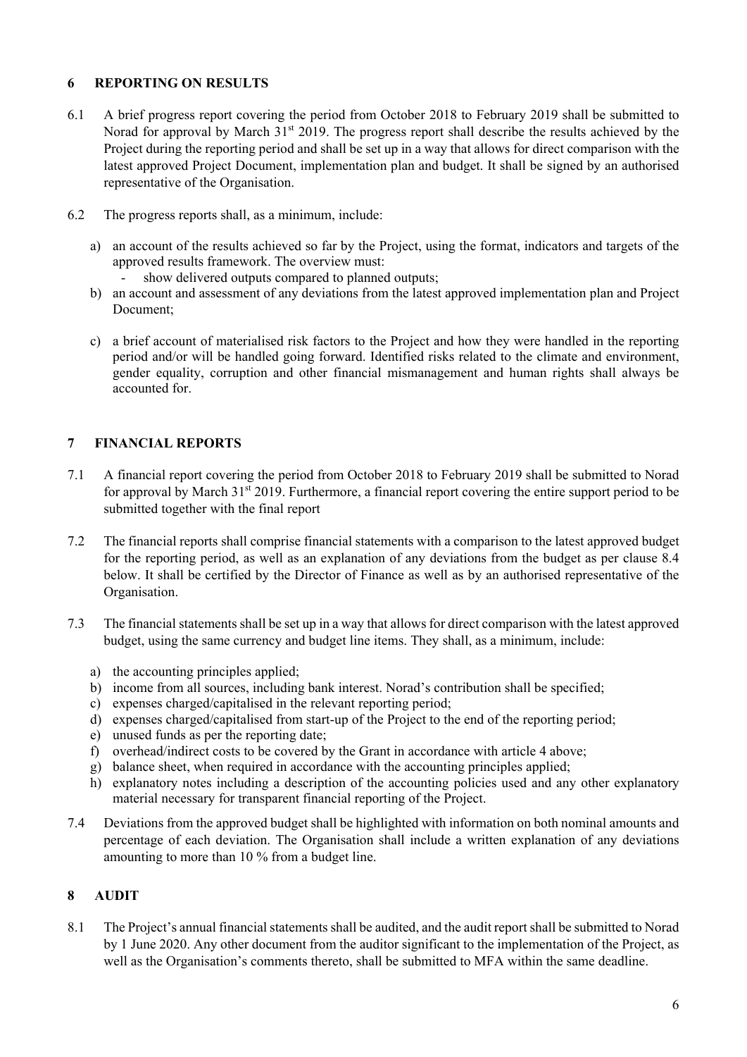## 6 REPORTING ON RESULTS

6.1 A brief progress report covering the period from October 2018 to February 2019 shall be submitted to Norad for approval by March 31st 2019. The progress report shall describe the results achieved by the Project during the reporting period and shall be set up in a way that allows for direct comparison with the latest approved Project Document, implementation plan and budget. It shall be signed by an authorised representative of the Organisation.

6.2 The progress reports shall, as a minimum, include:

a) an account of the results achieved so far by the Project, using the format, indicators and targets of the approved results framework. The overview must:
   - show delivered outputs compared to planned outputs;

b) an account and assessment of any deviations from the latest approved implementation plan and Project Document;

c) a brief account of materialised risk factors to the Project and how they were handled in the reporting period and/or will be handled going forward. Identified risks related to the climate and environment, gender equality, corruption and other financial mismanagement and human rights shall always be accounted for.

## 7 FINANCIAL REPORTS

7.1 A financial report covering the period from October 2018 to February 2019 shall be submitted to Norad for approval by March 31st 2019. Furthermore, a financial report covering the entire support period to be submitted together with the final report

7.2 The financial reports shall comprise financial statements with a comparison to the latest approved budget for the reporting period, as well as an explanation of any deviations from the budget as per clause 8.4 below. It shall be certified by the Director of Finance as well as by an authorised representative of the Organisation.

7.3 The financial statements shall be set up in a way that allows for direct comparison with the latest approved budget, using the same currency and budget line items. They shall, as a minimum, include:

a) the accounting principles applied;
b) income from all sources, including bank interest. Norad's contribution shall be specified;
c) expenses charged/capitalised in the relevant reporting period;
d) expenses charged/capitalised from start-up of the Project to the end of the reporting period;
e) unused funds as per the reporting date;
f) overhead/indirect costs to be covered by the Grant in accordance with article 4 above;
g) balance sheet, when required in accordance with the accounting principles applied;
h) explanatory notes including a description of the accounting policies used and any other explanatory material necessary for transparent financial reporting of the Project.

7.4 Deviations from the approved budget shall be highlighted with information on both nominal amounts and percentage of each deviation. The Organisation shall include a written explanation of any deviations amounting to more than 10 % from a budget line.

## 8 AUDIT

8.1 The Project's annual financial statements shall be audited, and the audit report shall be submitted to Norad by 1 June 2020. Any other document from the auditor significant to the implementation of the Project, as well as the Organisation's comments thereto, shall be submitted to MFA within the same deadline.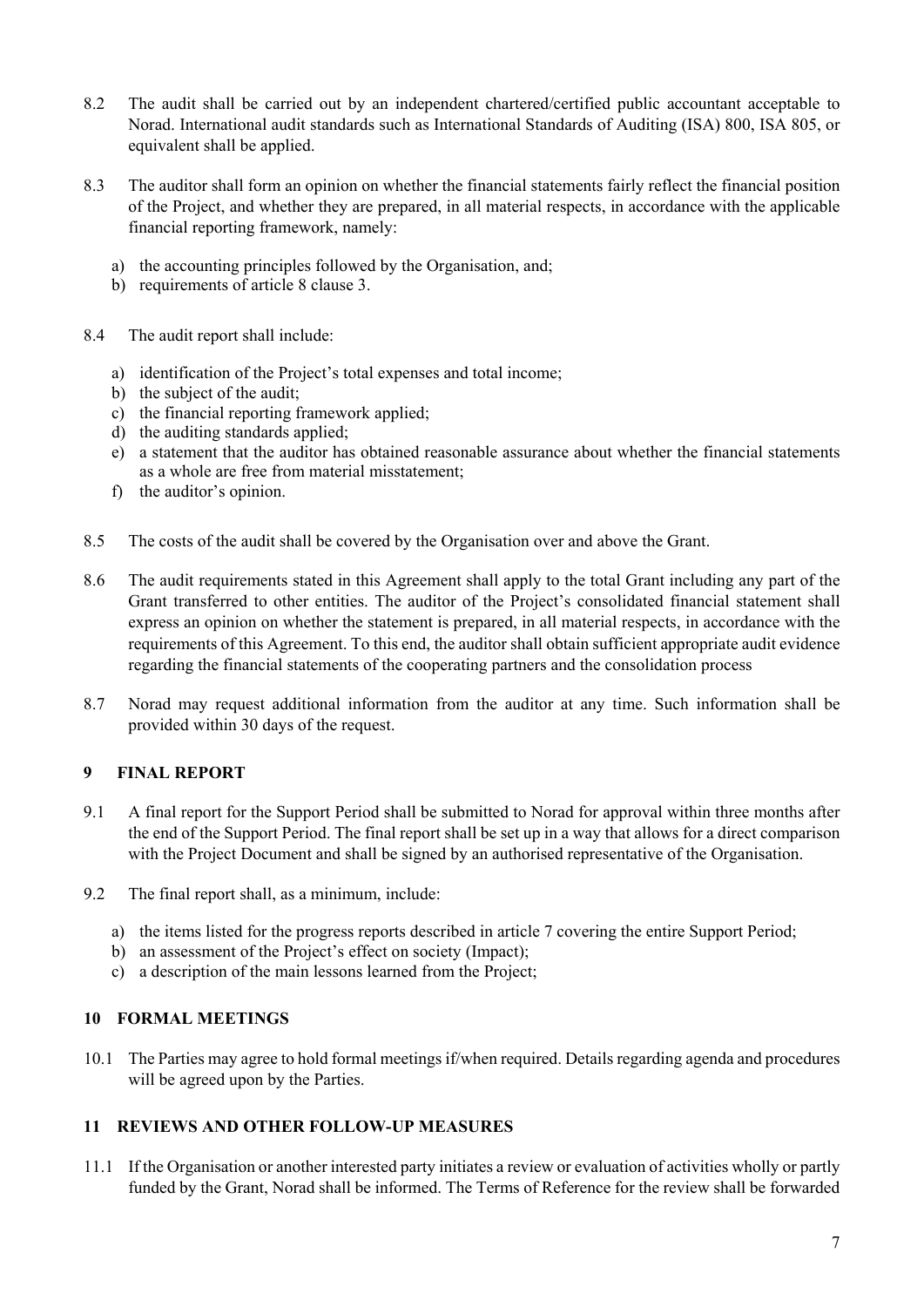8.2 The audit shall be carried out by an independent chartered/certified public accountant acceptable to Norad. International audit standards such as International Standards of Auditing (ISA) 800, ISA 805, or equivalent shall be applied.

8.3 The auditor shall form an opinion on whether the financial statements fairly reflect the financial position of the Project, and whether they are prepared, in all material respects, in accordance with the applicable financial reporting framework, namely:

a) the accounting principles followed by the Organisation, and;
b) requirements of article 8 clause 3.

8.4 The audit report shall include:

a) identification of the Project's total expenses and total income;
b) the subject of the audit;
c) the financial reporting framework applied;
d) the auditing standards applied;
e) a statement that the auditor has obtained reasonable assurance about whether the financial statements as a whole are free from material misstatement;
f) the auditor's opinion.

8.5 The costs of the audit shall be covered by the Organisation over and above the Grant.

8.6 The audit requirements stated in this Agreement shall apply to the total Grant including any part of the Grant transferred to other entities. The auditor of the Project's consolidated financial statement shall express an opinion on whether the statement is prepared, in all material respects, in accordance with the requirements of this Agreement. To this end, the auditor shall obtain sufficient appropriate audit evidence regarding the financial statements of the cooperating partners and the consolidation process

8.7 Norad may request additional information from the auditor at any time. Such information shall be provided within 30 days of the request.

## 9 FINAL REPORT

9.1 A final report for the Support Period shall be submitted to Norad for approval within three months after the end of the Support Period. The final report shall be set up in a way that allows for a direct comparison with the Project Document and shall be signed by an authorised representative of the Organisation.

9.2 The final report shall, as a minimum, include:

a) the items listed for the progress reports described in article 7 covering the entire Support Period;
b) an assessment of the Project's effect on society (Impact);
c) a description of the main lessons learned from the Project;

## 10 FORMAL MEETINGS

10.1 The Parties may agree to hold formal meetings if/when required. Details regarding agenda and procedures will be agreed upon by the Parties.

## 11 REVIEWS AND OTHER FOLLOW-UP MEASURES

11.1 If the Organisation or another interested party initiates a review or evaluation of activities wholly or partly funded by the Grant, Norad shall be informed. The Terms of Reference for the review shall be forwarded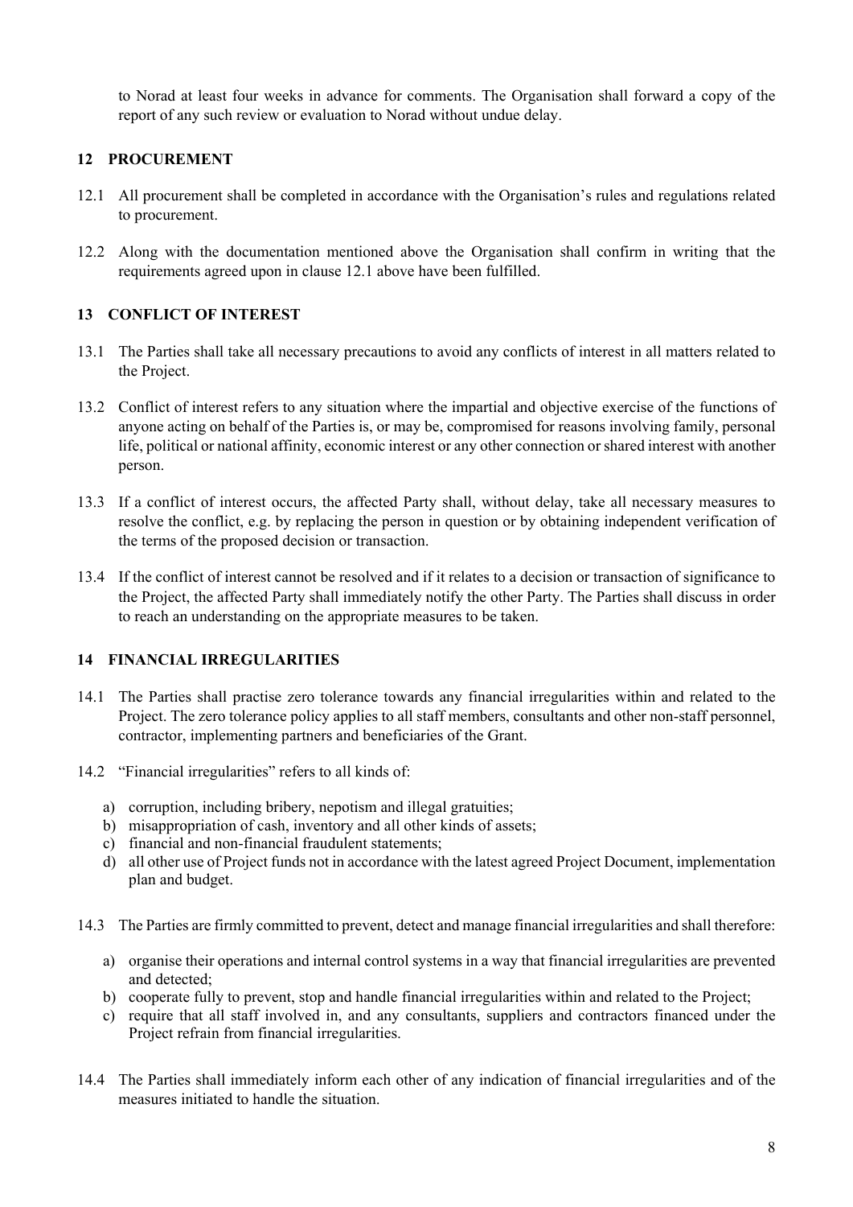to Norad at least four weeks in advance for comments. The Organisation shall forward a copy of the report of any such review or evaluation to Norad without undue delay.

## 12 PROCUREMENT

12.1 All procurement shall be completed in accordance with the Organisation's rules and regulations related to procurement.

12.2 Along with the documentation mentioned above the Organisation shall confirm in writing that the requirements agreed upon in clause 12.1 above have been fulfilled.

## 13 CONFLICT OF INTEREST

13.1 The Parties shall take all necessary precautions to avoid any conflicts of interest in all matters related to the Project.

13.2 Conflict of interest refers to any situation where the impartial and objective exercise of the functions of anyone acting on behalf of the Parties is, or may be, compromised for reasons involving family, personal life, political or national affinity, economic interest or any other connection or shared interest with another person.

13.3 If a conflict of interest occurs, the affected Party shall, without delay, take all necessary measures to resolve the conflict, e.g. by replacing the person in question or by obtaining independent verification of the terms of the proposed decision or transaction.

13.4 If the conflict of interest cannot be resolved and if it relates to a decision or transaction of significance to the Project, the affected Party shall immediately notify the other Party. The Parties shall discuss in order to reach an understanding on the appropriate measures to be taken.

## 14 FINANCIAL IRREGULARITIES

14.1 The Parties shall practise zero tolerance towards any financial irregularities within and related to the Project. The zero tolerance policy applies to all staff members, consultants and other non-staff personnel, contractor, implementing partners and beneficiaries of the Grant.

14.2 "Financial irregularities" refers to all kinds of:

a) corruption, including bribery, nepotism and illegal gratuities;
b) misappropriation of cash, inventory and all other kinds of assets;
c) financial and non-financial fraudulent statements;
d) all other use of Project funds not in accordance with the latest agreed Project Document, implementation plan and budget.

14.3 The Parties are firmly committed to prevent, detect and manage financial irregularities and shall therefore:

a) organise their operations and internal control systems in a way that financial irregularities are prevented and detected;
b) cooperate fully to prevent, stop and handle financial irregularities within and related to the Project;
c) require that all staff involved in, and any consultants, suppliers and contractors financed under the Project refrain from financial irregularities.

14.4 The Parties shall immediately inform each other of any indication of financial irregularities and of the measures initiated to handle the situation.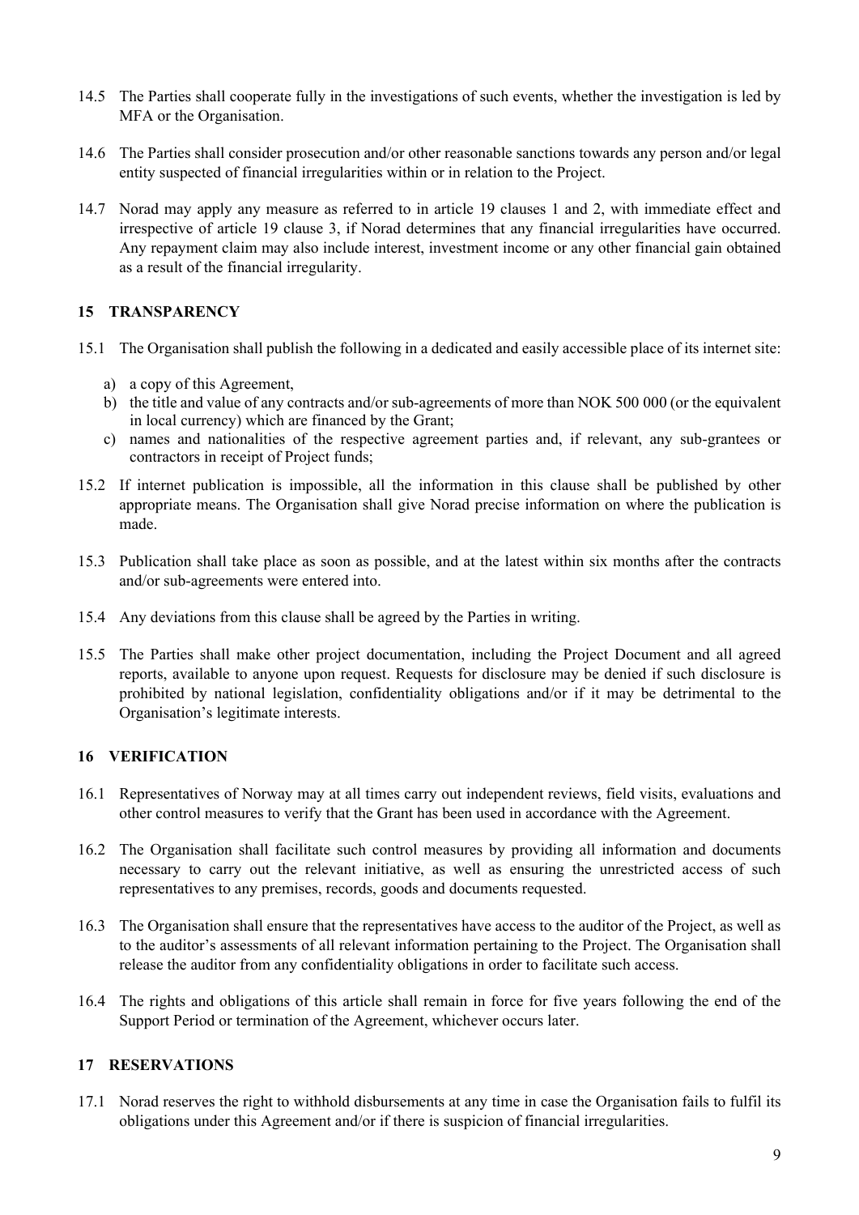14.5 The Parties shall cooperate fully in the investigations of such events, whether the investigation is led by MFA or the Organisation.

14.6 The Parties shall consider prosecution and/or other reasonable sanctions towards any person and/or legal entity suspected of financial irregularities within or in relation to the Project.

14.7 Norad may apply any measure as referred to in article 19 clauses 1 and 2, with immediate effect and irrespective of article 19 clause 3, if Norad determines that any financial irregularities have occurred. Any repayment claim may also include interest, investment income or any other financial gain obtained as a result of the financial irregularity.

## 15 TRANSPARENCY

15.1 The Organisation shall publish the following in a dedicated and easily accessible place of its internet site:

a) a copy of this Agreement,
b) the title and value of any contracts and/or sub-agreements of more than NOK 500 000 (or the equivalent in local currency) which are financed by the Grant;
c) names and nationalities of the respective agreement parties and, if relevant, any sub-grantees or contractors in receipt of Project funds;

15.2 If internet publication is impossible, all the information in this clause shall be published by other appropriate means. The Organisation shall give Norad precise information on where the publication is made.

15.3 Publication shall take place as soon as possible, and at the latest within six months after the contracts and/or sub-agreements were entered into.

15.4 Any deviations from this clause shall be agreed by the Parties in writing.

15.5 The Parties shall make other project documentation, including the Project Document and all agreed reports, available to anyone upon request. Requests for disclosure may be denied if such disclosure is prohibited by national legislation, confidentiality obligations and/or if it may be detrimental to the Organisation's legitimate interests.

## 16 VERIFICATION

16.1 Representatives of Norway may at all times carry out independent reviews, field visits, evaluations and other control measures to verify that the Grant has been used in accordance with the Agreement.

16.2 The Organisation shall facilitate such control measures by providing all information and documents necessary to carry out the relevant initiative, as well as ensuring the unrestricted access of such representatives to any premises, records, goods and documents requested.

16.3 The Organisation shall ensure that the representatives have access to the auditor of the Project, as well as to the auditor's assessments of all relevant information pertaining to the Project. The Organisation shall release the auditor from any confidentiality obligations in order to facilitate such access.

16.4 The rights and obligations of this article shall remain in force for five years following the end of the Support Period or termination of the Agreement, whichever occurs later.

## 17 RESERVATIONS

17.1 Norad reserves the right to withhold disbursements at any time in case the Organisation fails to fulfil its obligations under this Agreement and/or if there is suspicion of financial irregularities.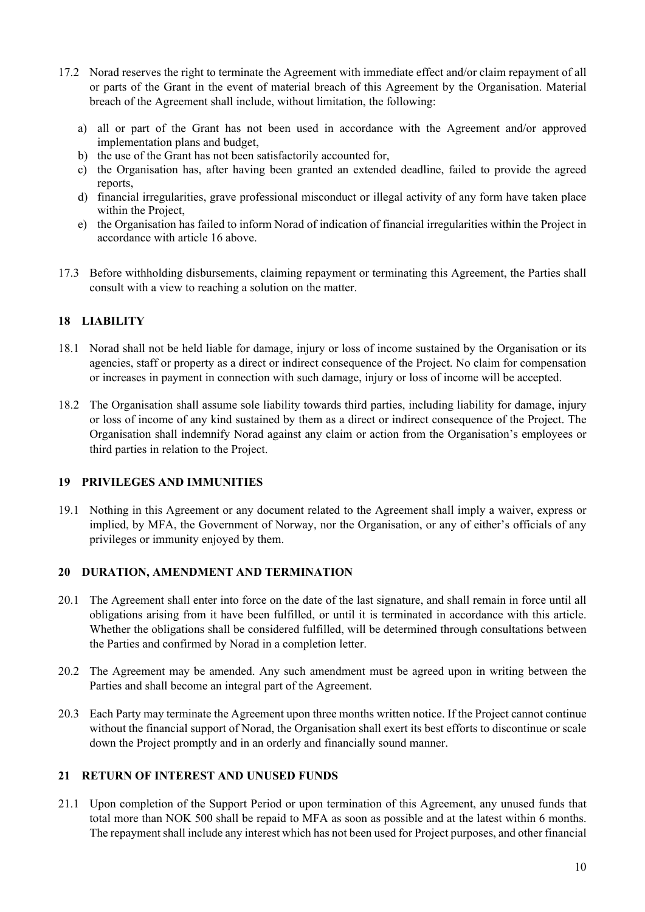17.2 Norad reserves the right to terminate the Agreement with immediate effect and/or claim repayment of all or parts of the Grant in the event of material breach of this Agreement by the Organisation. Material breach of the Agreement shall include, without limitation, the following:

a) all or part of the Grant has not been used in accordance with the Agreement and/or approved implementation plans and budget,
b) the use of the Grant has not been satisfactorily accounted for,
c) the Organisation has, after having been granted an extended deadline, failed to provide the agreed reports,
d) financial irregularities, grave professional misconduct or illegal activity of any form have taken place within the Project,
e) the Organisation has failed to inform Norad of indication of financial irregularities within the Project in accordance with article 16 above.

17.3 Before withholding disbursements, claiming repayment or terminating this Agreement, the Parties shall consult with a view to reaching a solution on the matter.

## 18 LIABILITY

18.1 Norad shall not be held liable for damage, injury or loss of income sustained by the Organisation or its agencies, staff or property as a direct or indirect consequence of the Project. No claim for compensation or increases in payment in connection with such damage, injury or loss of income will be accepted.

18.2 The Organisation shall assume sole liability towards third parties, including liability for damage, injury or loss of income of any kind sustained by them as a direct or indirect consequence of the Project. The Organisation shall indemnify Norad against any claim or action from the Organisation's employees or third parties in relation to the Project.

## 19 PRIVILEGES AND IMMUNITIES

19.1 Nothing in this Agreement or any document related to the Agreement shall imply a waiver, express or implied, by MFA, the Government of Norway, nor the Organisation, or any of either's officials of any privileges or immunity enjoyed by them.

## 20 DURATION, AMENDMENT AND TERMINATION

20.1 The Agreement shall enter into force on the date of the last signature, and shall remain in force until all obligations arising from it have been fulfilled, or until it is terminated in accordance with this article. Whether the obligations shall be considered fulfilled, will be determined through consultations between the Parties and confirmed by Norad in a completion letter.

20.2 The Agreement may be amended. Any such amendment must be agreed upon in writing between the Parties and shall become an integral part of the Agreement.

20.3 Each Party may terminate the Agreement upon three months written notice. If the Project cannot continue without the financial support of Norad, the Organisation shall exert its best efforts to discontinue or scale down the Project promptly and in an orderly and financially sound manner.

## 21 RETURN OF INTEREST AND UNUSED FUNDS

21.1 Upon completion of the Support Period or upon termination of this Agreement, any unused funds that total more than NOK 500 shall be repaid to MFA as soon as possible and at the latest within 6 months. The repayment shall include any interest which has not been used for Project purposes, and other financial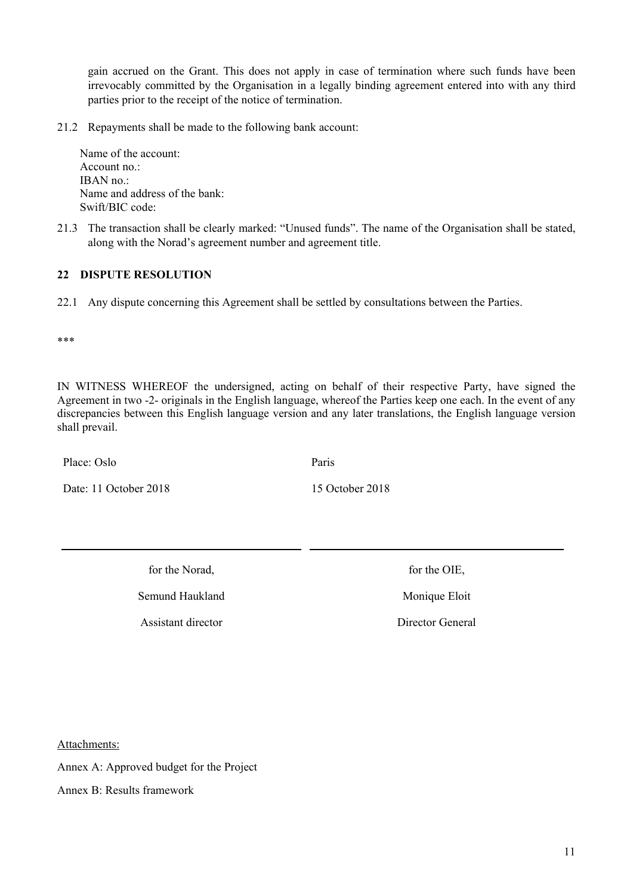gain accrued on the Grant. This does not apply in case of termination where such funds have been irrevocably committed by the Organisation in a legally binding agreement entered into with any third parties prior to the receipt of the notice of termination.

21.2 Repayments shall be made to the following bank account:

Name of the account:
Account no.:
IBAN no.:
Name and address of the bank:
Swift/BIC code:

21.3 The transaction shall be clearly marked: "Unused funds". The name of the Organisation shall be stated, along with the Norad's agreement number and agreement title.

## 22 DISPUTE RESOLUTION

22.1 Any dispute concerning this Agreement shall be settled by consultations between the Parties.

***

IN WITNESS WHEREOF the undersigned, acting on behalf of their respective Party, have signed the Agreement in two -2- originals in the English language, whereof the Parties keep one each. In the event of any discrepancies between this English language version and any later translations, the English language version shall prevail.

| | |
|---|---|
| Place: Oslo | Paris |
| Date: 11 October 2018 | 15 October 2018 |
| | |
| for the Norad, | for the OIE, |
| Semund Haukland | Monique Eloit |
| Assistant director | Director General |

Attachments:

Annex A: Approved budget for the Project

Annex B: Results framework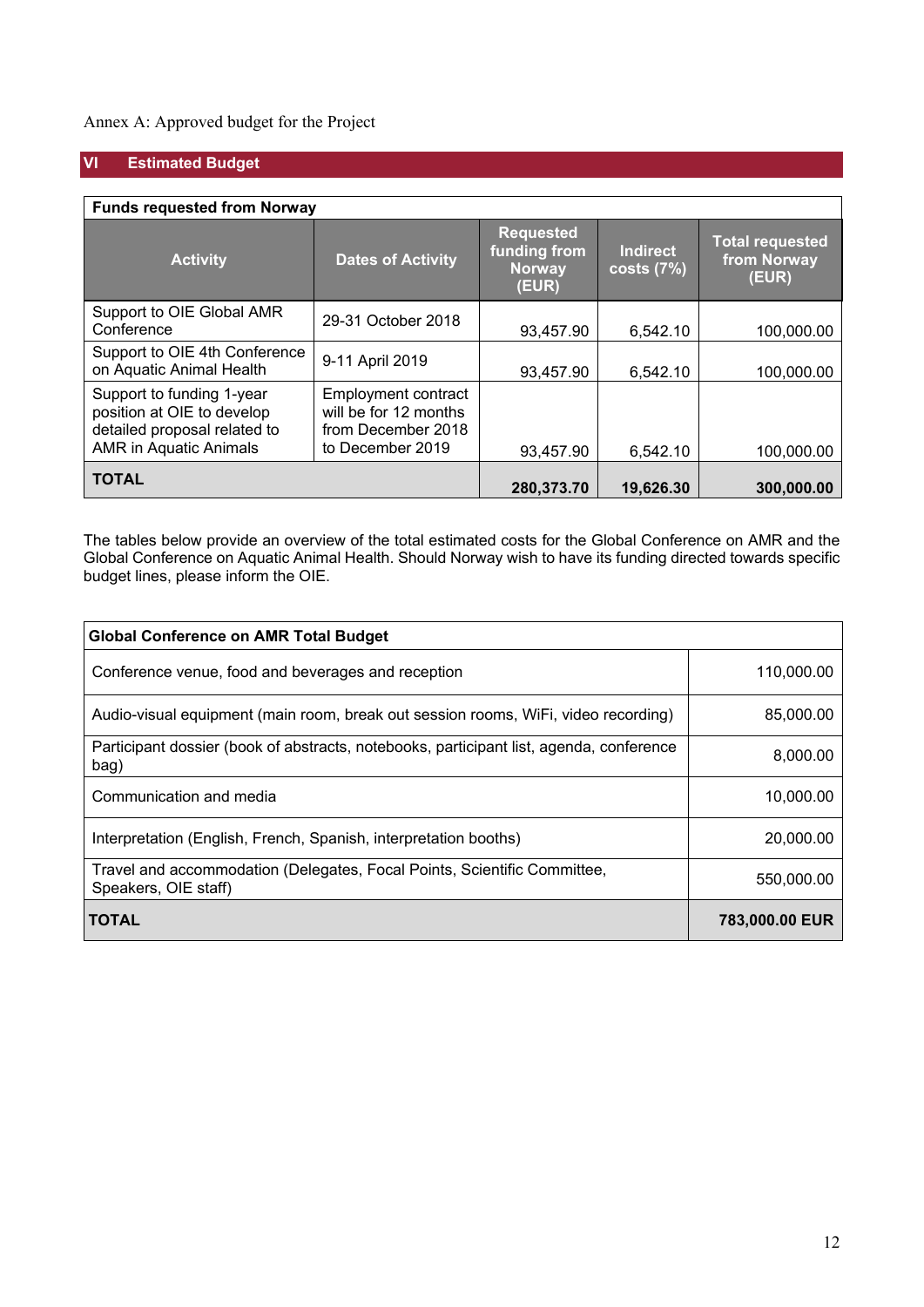Annex A: Approved budget for the Project

## VI Estimated Budget

| Funds requested from Norway | | | | |
|---|---|---|---|---|
| **Activity** | **Dates of Activity** | **Requested funding from Norway (EUR)** | **Indirect costs (7%)** | **Total requested from Norway (EUR)** |
| Support to OIE Global AMR Conference | 29-31 October 2018 | 93,457.90 | 6,542.10 | 100,000.00 |
| Support to OIE 4th Conference on Aquatic Animal Health | 9-11 April 2019 | 93,457.90 | 6,542.10 | 100,000.00 |
| Support to funding 1-year position at OIE to develop detailed proposal related to AMR in Aquatic Animals | Employment contract will be for 12 months from December 2018 to December 2019 | 93,457.90 | 6,542.10 | 100,000.00 |
| **TOTAL** | | **280,373.70** | **19,626.30** | **300,000.00** |

The tables below provide an overview of the total estimated costs for the Global Conference on AMR and the Global Conference on Aquatic Animal Health. Should Norway wish to have its funding directed towards specific budget lines, please inform the OIE.

| Global Conference on AMR Total Budget | |
|---|---|
| Conference venue, food and beverages and reception | 110,000.00 |
| Audio-visual equipment (main room, break out session rooms, WiFi, video recording) | 85,000.00 |
| Participant dossier (book of abstracts, notebooks, participant list, agenda, conference bag) | 8,000.00 |
| Communication and media | 10,000.00 |
| Interpretation (English, French, Spanish, interpretation booths) | 20,000.00 |
| Travel and accommodation (Delegates, Focal Points, Scientific Committee, Speakers, OIE staff) | 550,000.00 |
| **TOTAL** | **783,000.00 EUR** |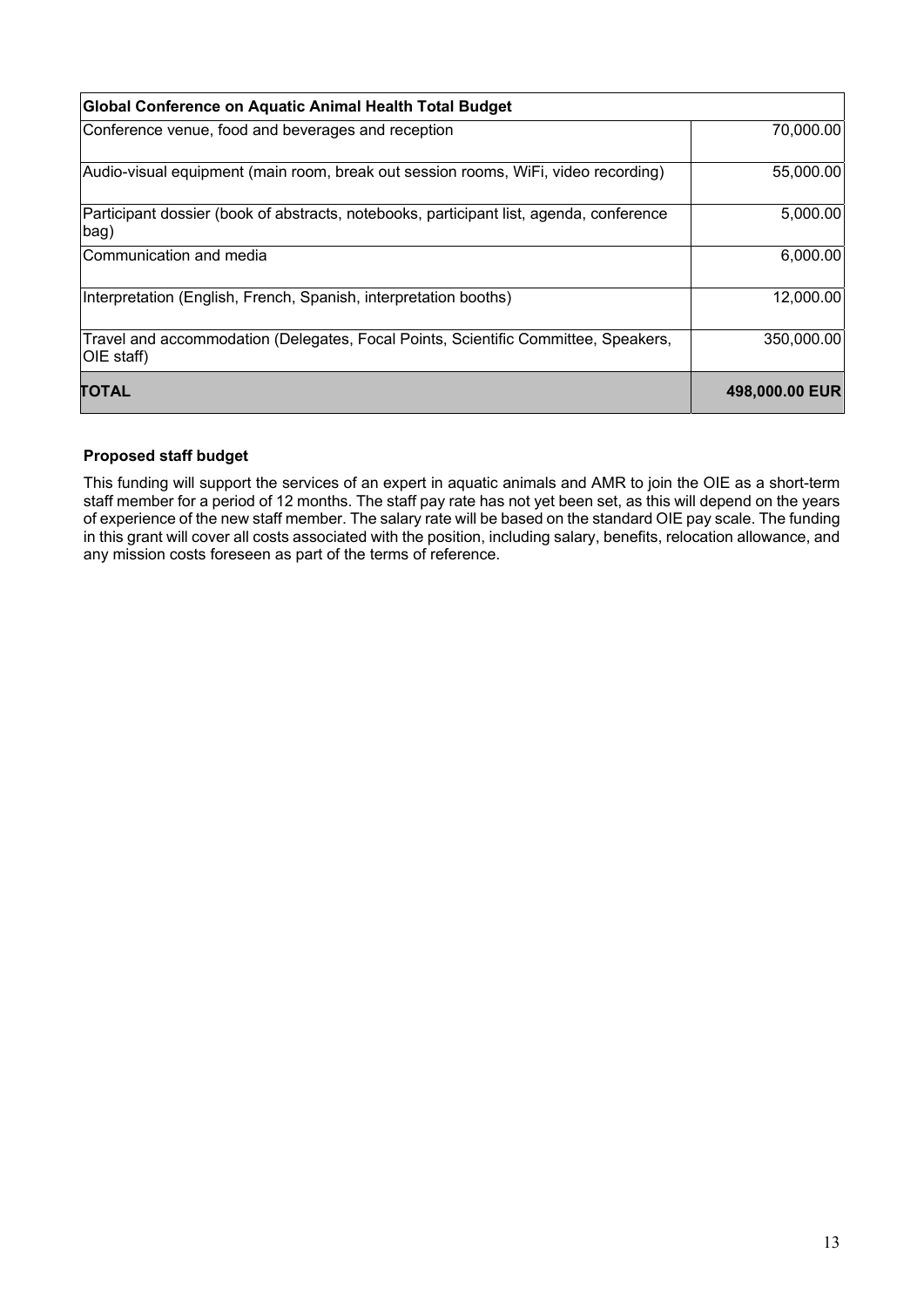| Global Conference on Aquatic Animal Health Total Budget | |
|---|---|
| Conference venue, food and beverages and reception | 70,000.00 |
| Audio-visual equipment (main room, break out session rooms, WiFi, video recording) | 55,000.00 |
| Participant dossier (book of abstracts, notebooks, participant list, agenda, conference bag) | 5,000.00 |
| Communication and media | 6,000.00 |
| Interpretation (English, French, Spanish, interpretation booths) | 12,000.00 |
| Travel and accommodation (Delegates, Focal Points, Scientific Committee, Speakers, OIE staff) | 350,000.00 |
| **TOTAL** | **498,000.00 EUR** |

**Proposed staff budget**

This funding will support the services of an expert in aquatic animals and AMR to join the OIE as a short-term staff member for a period of 12 months. The staff pay rate has not yet been set, as this will depend on the years of experience of the new staff member. The salary rate will be based on the standard OIE pay scale. The funding in this grant will cover all costs associated with the position, including salary, benefits, relocation allowance, and any mission costs foreseen as part of the terms of reference.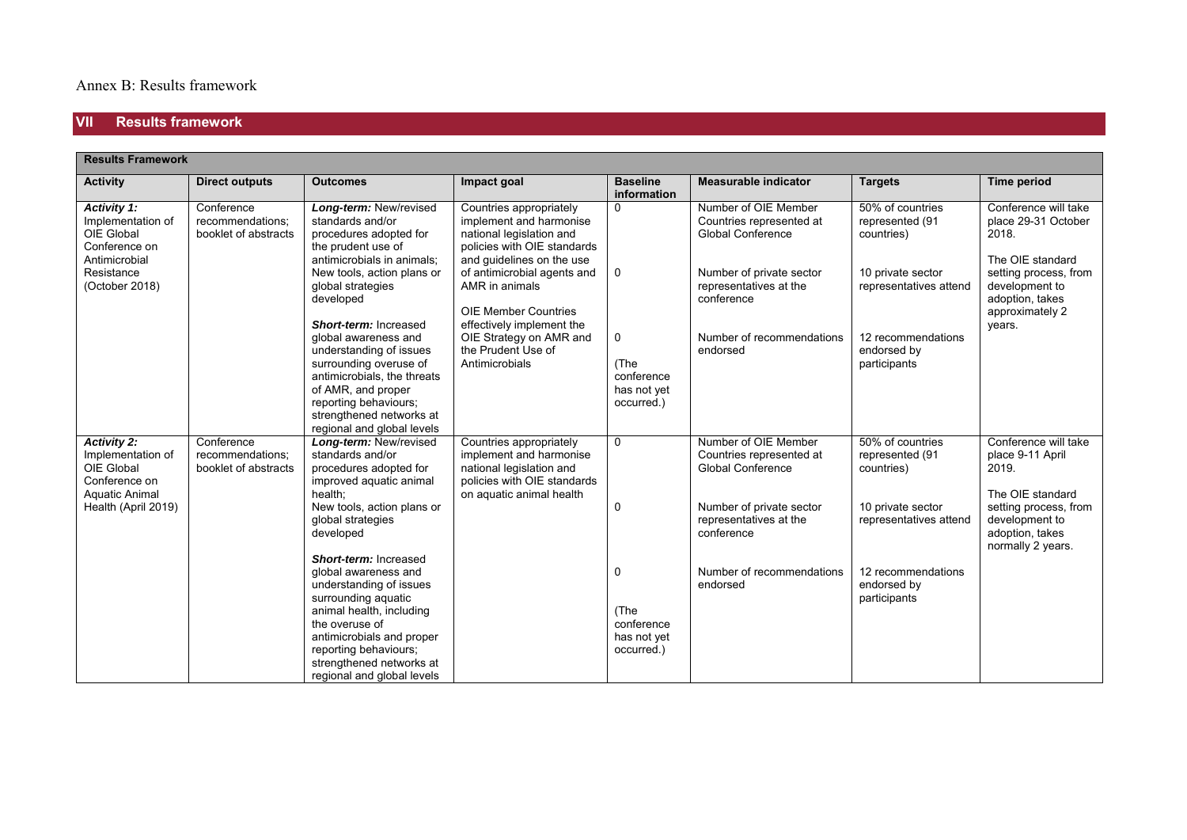Annex B: Results framework

## VII Results framework

| Results Framework | | | | | | | |
|---|---|---|---|---|---|---|---|
| **Activity** | **Direct outputs** | **Outcomes** | **Impact goal** | **Baseline information** | **Measurable indicator** | **Targets** | **Time period** |
| ***Activity 1:*** Implementation of OIE Global Conference on Antimicrobial Resistance (October 2018) | Conference recommendations; booklet of abstracts | ***Long-term:*** New/revised standards and/or procedures adopted for the prudent use of antimicrobials in animals; New tools, action plans or global strategies developed<br><br>***Short-term:*** Increased global awareness and understanding of issues surrounding overuse of antimicrobials, the threats of AMR, and proper reporting behaviours; strengthened networks at regional and global levels | Countries appropriately implement and harmonise national legislation and policies with OIE standards and guidelines on the use of antimicrobial agents and AMR in animals<br><br>OIE Member Countries effectively implement the OIE Strategy on AMR and the Prudent Use of Antimicrobials | 0<br><br>0<br><br>0<br><br>(The conference has not yet occurred.) | Number of OIE Member Countries represented at Global Conference<br><br>Number of private sector representatives at the conference<br><br>Number of recommendations endorsed | 50% of countries represented (91 countries)<br><br>10 private sector representatives attend<br><br>12 recommendations endorsed by participants | Conference will take place 29-31 October 2018.<br><br>The OIE standard setting process, from development to adoption, takes approximately 2 years. |
| ***Activity 2:*** Implementation of OIE Global Conference on Aquatic Animal Health (April 2019) | Conference recommendations; booklet of abstracts | ***Long-term:*** New/revised standards and/or procedures adopted for improved aquatic animal health;<br>New tools, action plans or global strategies developed<br><br>***Short-term:*** Increased global awareness and understanding of issues surrounding aquatic animal health, including the overuse of antimicrobials and proper reporting behaviours; strengthened networks at regional and global levels | Countries appropriately implement and harmonise national legislation and policies with OIE standards on aquatic animal health | 0<br><br>0<br><br>0<br><br>(The conference has not yet occurred.) | Number of OIE Member Countries represented at Global Conference<br><br>Number of private sector representatives at the conference<br><br>Number of recommendations endorsed | 50% of countries represented (91 countries)<br><br>10 private sector representatives attend<br><br>12 recommendations endorsed by participants | Conference will take place 9-11 April 2019.<br><br>The OIE standard setting process, from development to adoption, takes normally 2 years. |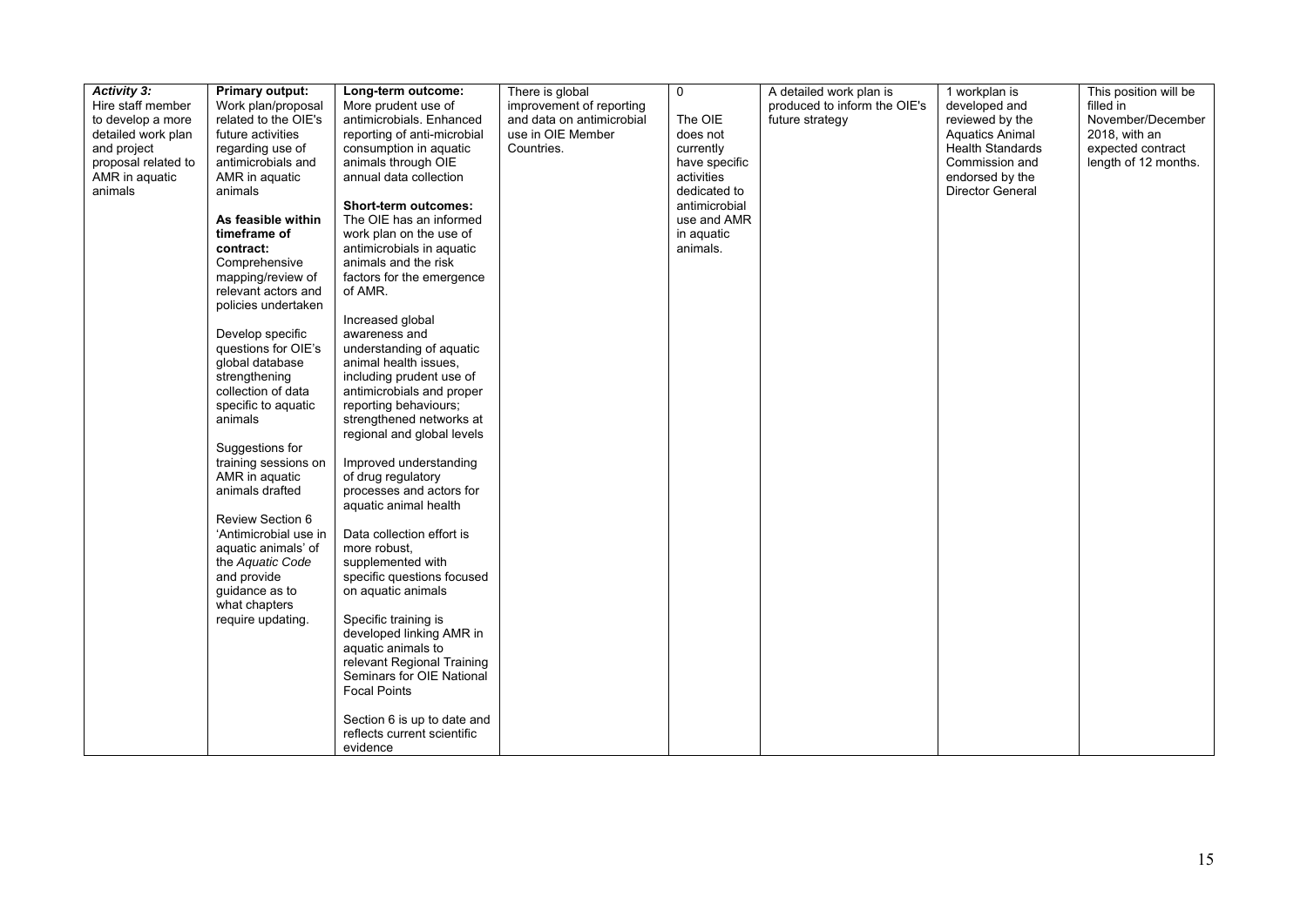| | | | | | | | |
|---|---|---|---|---|---|---|---|
| ***Activity 3:*** Hire staff member to develop a more detailed work plan and project proposal related to AMR in aquatic animals | **Primary output:** Work plan/proposal related to the OIE's future activities regarding use of antimicrobials and AMR in aquatic animals<br><br>**As feasible within timeframe of contract:** Comprehensive mapping/review of relevant actors and policies undertaken<br><br>Develop specific questions for OIE's global database strengthening collection of data specific to aquatic animals<br><br>Suggestions for training sessions on AMR in aquatic animals drafted<br><br>Review Section 6 'Antimicrobial use in aquatic animals' of the *Aquatic Code* and provide guidance as to what chapters require updating. | **Long-term outcome:** More prudent use of antimicrobials. Enhanced reporting of anti-microbial consumption in aquatic animals through OIE annual data collection<br><br>**Short-term outcomes:** The OIE has an informed work plan on the use of antimicrobials in aquatic animals and the risk factors for the emergence of AMR.<br><br>Increased global awareness and understanding of aquatic animal health issues, including prudent use of antimicrobials and proper reporting behaviours; strengthened networks at regional and global levels<br><br>Improved understanding of drug regulatory processes and actors for aquatic animal health<br><br>Data collection effort is more robust, supplemented with specific questions focused on aquatic animals<br><br>Specific training is developed linking AMR in aquatic animals to relevant Regional Training Seminars for OIE National Focal Points<br><br>Section 6 is up to date and reflects current scientific evidence | There is global improvement of reporting and data on antimicrobial use in OIE Member Countries. | 0<br><br>The OIE does not currently have specific activities dedicated to antimicrobial use and AMR in aquatic animals. | A detailed work plan is produced to inform the OIE's future strategy | 1 workplan is developed and reviewed by the Aquatics Animal Health Standards Commission and endorsed by the Director General | This position will be filled in November/December 2018, with an expected contract length of 12 months. |